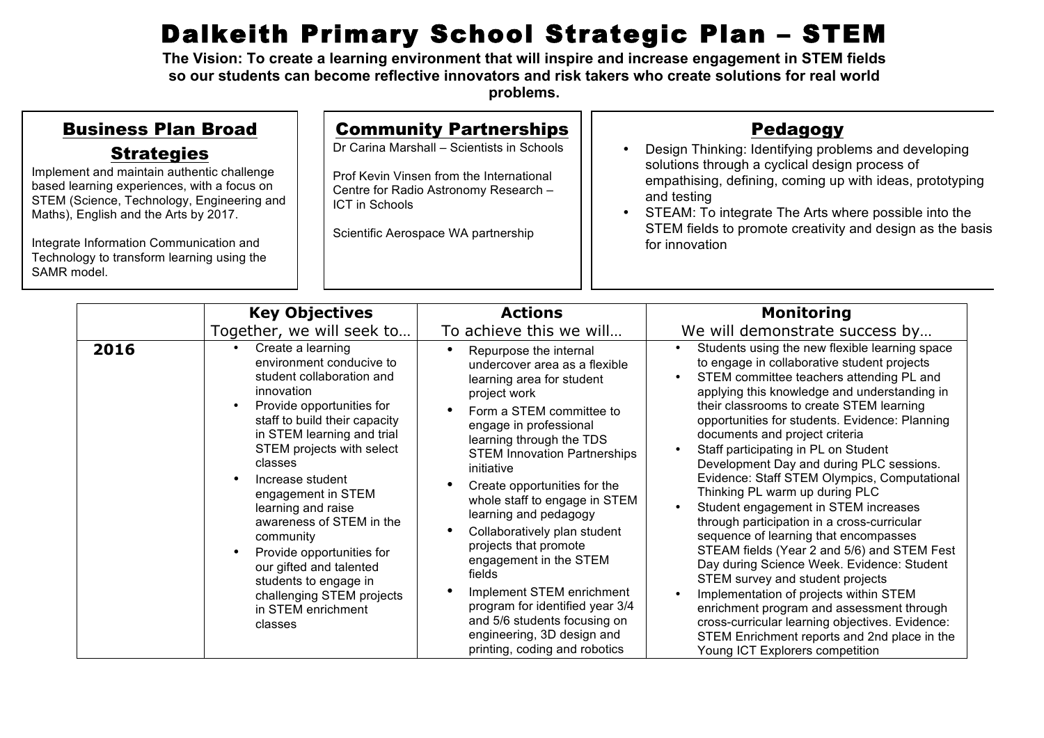# Dalkeith Primary School Strategic Plan – STEM

**The Vision: To create a learning environment that will inspire and increase engagement in STEM fields so our students can become reflective innovators and risk takers who create solutions for real world problems.**

## Business Plan Broad Strategies

Implement and maintain authentic challenge based learning experiences, with a focus on STEM (Science, Technology, Engineering and Maths), English and the Arts by 2017.

Integrate Information Communication and Technology to transform learning using the SAMR model.

## Community Partnerships

Dr Carina Marshall – Scientists in Schools

Prof Kevin Vinsen from the International Centre for Radio Astronomy Research – ICT in Schools

Scientific Aerospace WA partnership

## Pedagogy

- Design Thinking: Identifying problems and developing solutions through a cyclical design process of empathising, defining, coming up with ideas, prototyping and testing
- STEAM: To integrate The Arts where possible into the STEM fields to promote creativity and design as the basis for innovation

| | **Key Objectives**<br>Together, we will seek to… | **Actions**<br>To achieve this we will… | **Monitoring**<br>We will demonstrate success by… |
|---|---|---|---|
| **2016** | • Create a learning environment conducive to student collaboration and innovation<br>• Provide opportunities for staff to build their capacity in STEM learning and trial STEM projects with select classes<br>• Increase student engagement in STEM learning and raise awareness of STEM in the community<br>• Provide opportunities for our gifted and talented students to engage in challenging STEM projects in STEM enrichment classes | • Repurpose the internal undercover area as a flexible learning area for student project work<br>• Form a STEM committee to engage in professional learning through the TDS STEM Innovation Partnerships initiative<br>• Create opportunities for the whole staff to engage in STEM learning and pedagogy<br>• Collaboratively plan student projects that promote engagement in the STEM fields<br>• Implement STEM enrichment program for identified year 3/4 and 5/6 students focusing on engineering, 3D design and printing, coding and robotics | • Students using the new flexible learning space to engage in collaborative student projects<br>• STEM committee teachers attending PL and applying this knowledge and understanding in their classrooms to create STEM learning opportunities for students. Evidence: Planning documents and project criteria<br>• Staff participating in PL on Student Development Day and during PLC sessions. Evidence: Staff STEM Olympics, Computational Thinking PL warm up during PLC<br>• Student engagement in STEM increases through participation in a cross-curricular sequence of learning that encompasses STEAM fields (Year 2 and 5/6) and STEM Fest Day during Science Week. Evidence: Student STEM survey and student projects<br>• Implementation of projects within STEM enrichment program and assessment through cross-curricular learning objectives. Evidence: STEM Enrichment reports and 2nd place in the Young ICT Explorers competition |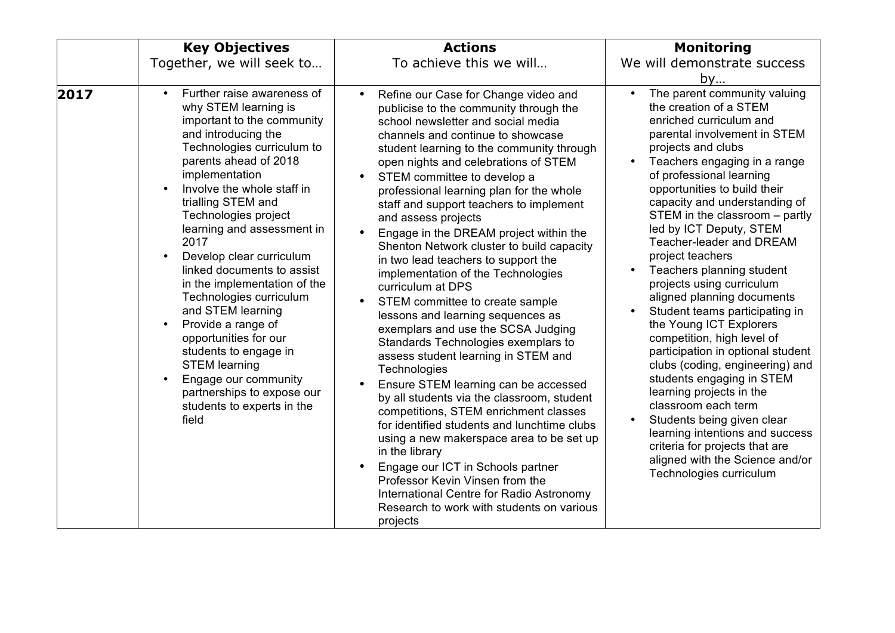|  | **Key Objectives**<br>Together, we will seek to… | **Actions**<br>To achieve this we will… | **Monitoring**<br>We will demonstrate success by… |
| --- | --- | --- | --- |
| **2017** | • Further raise awareness of why STEM learning is important to the community and introducing the Technologies curriculum to parents ahead of 2018 implementation<br>• Involve the whole staff in trialling STEM and Technologies project learning and assessment in 2017<br>• Develop clear curriculum linked documents to assist in the implementation of the Technologies curriculum and STEM learning<br>• Provide a range of opportunities for our students to engage in STEM learning<br>• Engage our community partnerships to expose our students to experts in the field | • Refine our Case for Change video and publicise to the community through the school newsletter and social media channels and continue to showcase student learning to the community through open nights and celebrations of STEM<br>• STEM committee to develop a professional learning plan for the whole staff and support teachers to implement and assess projects<br>• Engage in the DREAM project within the Shenton Network cluster to build capacity in two lead teachers to support the implementation of the Technologies curriculum at DPS<br>• STEM committee to create sample lessons and learning sequences as exemplars and use the SCSA Judging Standards Technologies exemplars to assess student learning in STEM and Technologies<br>• Ensure STEM learning can be accessed by all students via the classroom, student competitions, STEM enrichment classes for identified students and lunchtime clubs using a new makerspace area to be set up in the library<br>• Engage our ICT in Schools partner Professor Kevin Vinsen from the International Centre for Radio Astronomy Research to work with students on various projects | • The parent community valuing the creation of a STEM enriched curriculum and parental involvement in STEM projects and clubs<br>• Teachers engaging in a range of professional learning opportunities to build their capacity and understanding of STEM in the classroom – partly led by ICT Deputy, STEM Teacher-leader and DREAM project teachers<br>• Teachers planning student projects using curriculum aligned planning documents<br>• Student teams participating in the Young ICT Explorers competition, high level of participation in optional student clubs (coding, engineering) and students engaging in STEM learning projects in the classroom each term<br>• Students being given clear learning intentions and success criteria for projects that are aligned with the Science and/or Technologies curriculum |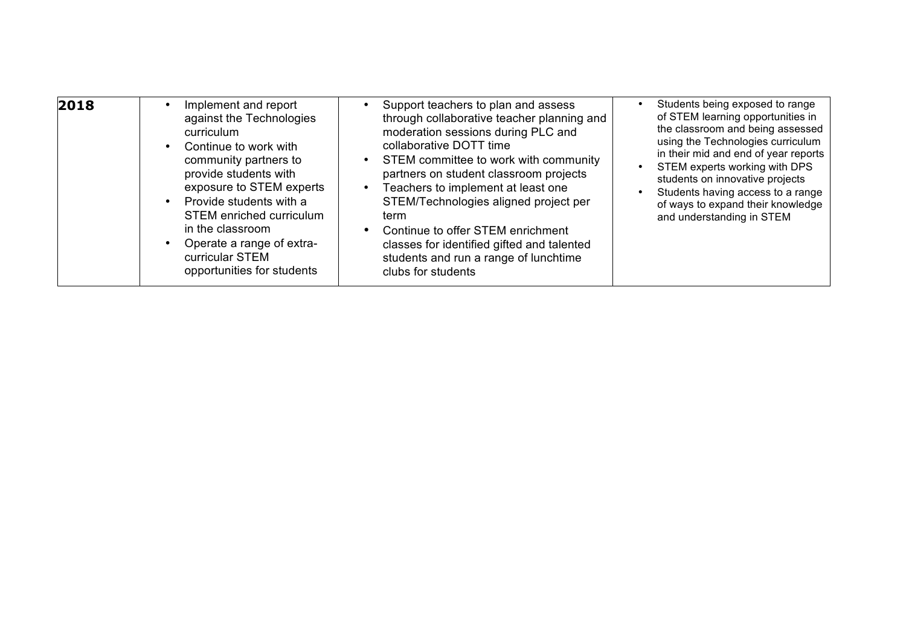| | | | |
|---|---|---|---|
| **2018** | • Implement and report against the Technologies curriculum<br>• Continue to work with community partners to provide students with exposure to STEM experts<br>• Provide students with a STEM enriched curriculum in the classroom<br>• Operate a range of extra-curricular STEM opportunities for students | • Support teachers to plan and assess through collaborative teacher planning and moderation sessions during PLC and collaborative DOTT time<br>• STEM committee to work with community partners on student classroom projects<br>• Teachers to implement at least one STEM/Technologies aligned project per term<br>• Continue to offer STEM enrichment classes for identified gifted and talented students and run a range of lunchtime clubs for students | • Students being exposed to range of STEM learning opportunities in the classroom and being assessed using the Technologies curriculum in their mid and end of year reports<br>• STEM experts working with DPS students on innovative projects<br>• Students having access to a range of ways to expand their knowledge and understanding in STEM |